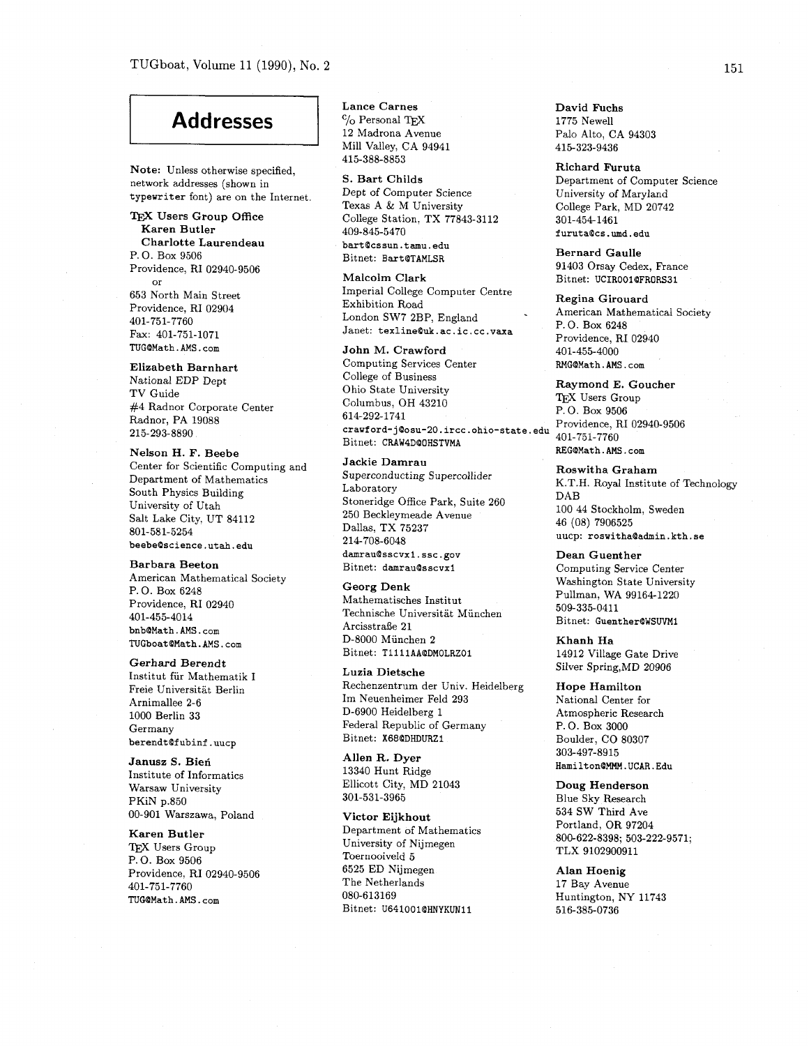# Addresses

**Note:** Unless otherwise specified, network addresses (shown in `typewriter` font) are on the Internet.

**TEX Users Group Office**
**Karen Butler**
**Charlotte Laurendeau**
P. O. Box 9506
Providence, RI 02940-9506
or
653 North Main Street
Providence, RI 02904
401-751-7760
Fax: 401-751-1071
`TUG@Math.AMS.com`

**Elizabeth Barnhart**
National EDP Dept
TV Guide
#4 Radnor Corporate Center
Radnor, PA 19088
215-293-8890

**Nelson H. F. Beebe**
Center for Scientific Computing and Department of Mathematics
South Physics Building
University of Utah
Salt Lake City, UT 84112
801-581-5254
`beebe@science.utah.edu`

**Barbara Beeton**
American Mathematical Society
P. O. Box 6248
Providence, RI 02940
401-455-4014
`bnb@Math.AMS.com`
`TUGboat@Math.AMS.com`

**Gerhard Berendt**
Institut für Mathematik I
Freie Universität Berlin
Arnimallee 2-6
1000 Berlin 33
Germany
`berendt@fubinf.uucp`

**Janusz S. Bień**
Institute of Informatics
Warsaw University
PKiN p.850
00-901 Warszawa, Poland

**Karen Butler**
TEX Users Group
P. O. Box 9506
Providence, RI 02940-9506
401-751-7760
`TUG@Math.AMS.com`

**Lance Carnes**
c/o Personal TEX
12 Madrona Avenue
Mill Valley, CA 94941
415-388-8853

**S. Bart Childs**
Dept of Computer Science
Texas A & M University
College Station, TX 77843-3112
409-845-5470
`bart@cssun.tamu.edu`
Bitnet: `Bart@TAMLSR`

**Malcolm Clark**
Imperial College Computer Centre
Exhibition Road
London SW7 2BP, England
Janet: `texline@uk.ac.ic.cc.vaxa`

**John M. Crawford**
Computing Services Center
College of Business
Ohio State University
Columbus, OH 43210
614-292-1741
`crawford-j@osu-20.ircc.ohio-state.edu`
Bitnet: `CRAW4D@OHSTVMA`

**Jackie Damrau**
Superconducting Supercollider Laboratory
Stoneridge Office Park, Suite 260
250 Beckleymeade Avenue
Dallas, TX 75237
214-708-6048
`damrau@sscvx1.ssc.gov`
Bitnet: `damrau@sscvx1`

**Georg Denk**
Mathematisches Institut
Technische Universität München
Arcisstraße 21
D-8000 München 2
Bitnet: `T1111AA@DMOLRZ01`

**Luzia Dietsche**
Rechenzentrum der Univ. Heidelberg
Im Neuenheimer Feld 293
D-6900 Heidelberg 1
Federal Republic of Germany
Bitnet: `X68@DHDURZ1`

**Allen R. Dyer**
13340 Hunt Ridge
Ellicott City, MD 21043
301-531-3965

**Victor Eijkhout**
Department of Mathematics
University of Nijmegen
Toernooiveld 5
6525 ED Nijmegen
The Netherlands
080-613169
Bitnet: `U641001@HNYKUN11`

**David Fuchs**
1775 Newell
Palo Alto, CA 94303
415-323-9436

**Richard Furuta**
Department of Computer Science
University of Maryland
College Park, MD 20742
301-454-1461
`furuta@cs.umd.edu`

**Bernard Gaulle**
91403 Orsay Cedex, France
Bitnet: `UCIR001@FRORS31`

**Regina Girouard**
American Mathematical Society
P. O. Box 6248
Providence, RI 02940
401-455-4000
`RMG@Math.AMS.com`

**Raymond E. Goucher**
TEX Users Group
P. O. Box 9506
Providence, RI 02940-9506
401-751-7760
`REG@Math.AMS.com`

**Roswitha Graham**
K.T.H. Royal Institute of Technology
DAB
100 44 Stockholm, Sweden
46 (08) 7906525
uucp: `roswitha@admin.kth.se`

**Dean Guenther**
Computing Service Center
Washington State University
Pullman, WA 99164-1220
509-335-0411
Bitnet: `Guenther@WSUVM1`

**Khanh Ha**
14912 Village Gate Drive
Silver Spring,MD 20906

**Hope Hamilton**
National Center for Atmospheric Research
P. O. Box 3000
Boulder, CO 80307
303-497-8915
`Hamilton@MMM.UCAR.Edu`

**Doug Henderson**
Blue Sky Research
534 SW Third Ave
Portland, OR 97204
800-622-8398; 503-222-9571;
TLX 9102900911

**Alan Hoenig**
17 Bay Avenue
Huntington, NY 11743
516-385-0736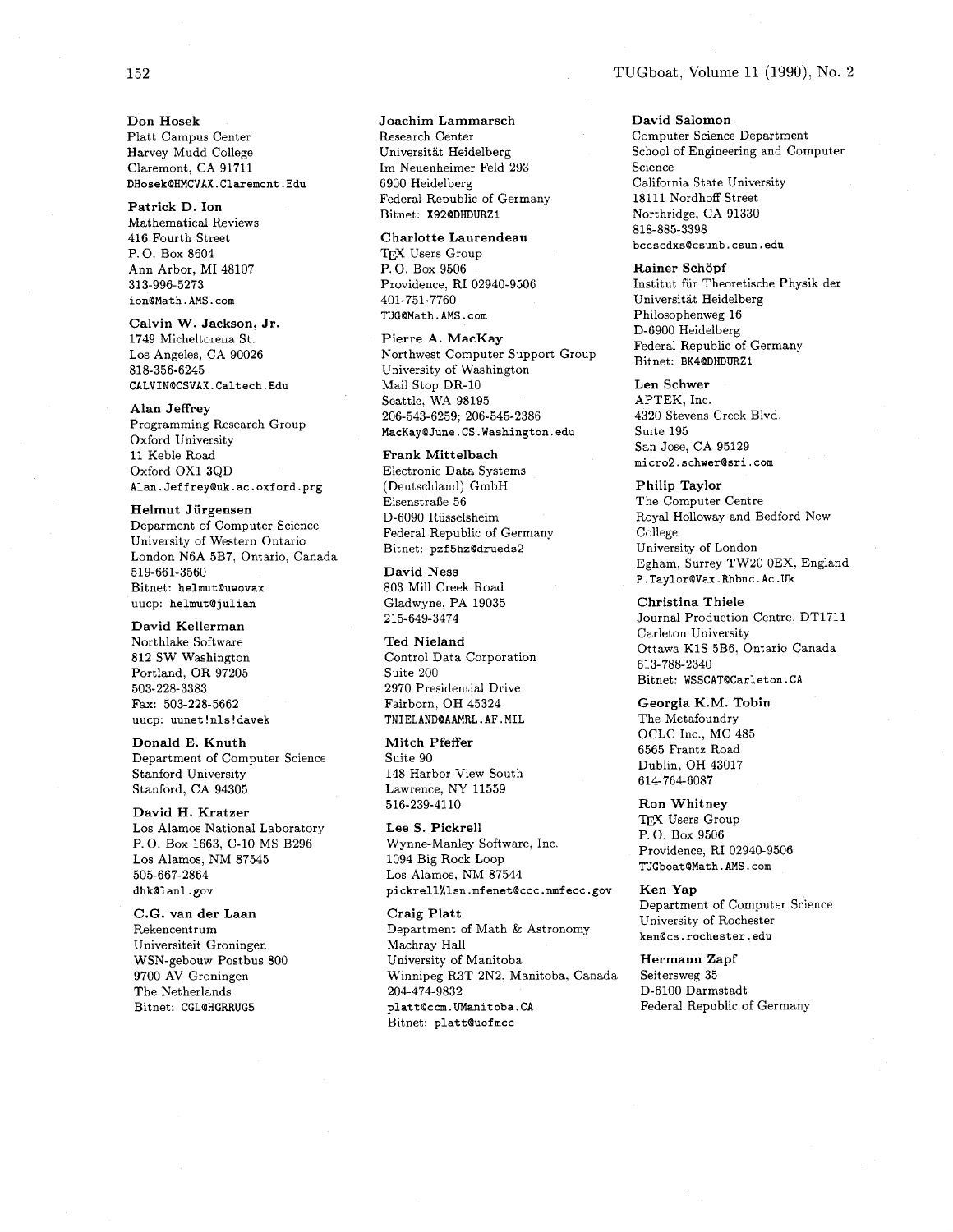**Don Hosek**
Platt Campus Center
Harvey Mudd College
Claremont, CA 91711
DHosek@HMCVAX.Claremont.Edu

**Patrick D. Ion**
Mathematical Reviews
416 Fourth Street
P. O. Box 8604
Ann Arbor, MI 48107
313-996-5273
ion@Math.AMS.com

**Calvin W. Jackson, Jr.**
1749 Micheltorena St.
Los Angeles, CA 90026
818-356-6245
CALVIN@CSVAX.Caltech.Edu

**Alan Jeffrey**
Programming Research Group
Oxford University
11 Keble Road
Oxford OX1 3QD
Alan.Jeffrey@uk.ac.oxford.prg

**Helmut Jürgensen**
Deparment of Computer Science
University of Western Ontario
London N6A 5B7, Ontario, Canada
519-661-3560
Bitnet: helmut@uwovax
uucp: helmut@julian

**David Kellerman**
Northlake Software
812 SW Washington
Portland, OR 97205
503-228-3383
Fax: 503-228-5662
uucp: uunet!nls!davek

**Donald E. Knuth**
Department of Computer Science
Stanford University
Stanford, CA 94305

**David H. Kratzer**
Los Alamos National Laboratory
P. O. Box 1663, C-10 MS B296
Los Alamos, NM 87545
505-667-2864
dhk@lanl.gov

**C.G. van der Laan**
Rekencentrum
Universiteit Groningen
WSN-gebouw Postbus 800
9700 AV Groningen
The Netherlands
Bitnet: CGL@HGRRUG5

**Joachim Lammarsch**
Research Center
Universität Heidelberg
Im Neuenheimer Feld 293
6900 Heidelberg
Federal Republic of Germany
Bitnet: X92@DHDURZ1

**Charlotte Laurendeau**
TEX Users Group
P. O. Box 9506
Providence, RI 02940-9506
401-751-7760
TUG@Math.AMS.com

**Pierre A. MacKay**
Northwest Computer Support Group
University of Washington
Mail Stop DR-10
Seattle, WA 98195
206-543-6259; 206-545-2386
MacKay@June.CS.Washington.edu

**Frank Mittelbach**
Electronic Data Systems
(Deutschland) GmbH
Eisenstraße 56
D-6090 Rüsselsheim
Federal Republic of Germany
Bitnet: pzf5hz@drueds2

**David Ness**
803 Mill Creek Road
Gladwyne, PA 19035
215-649-3474

**Ted Nieland**
Control Data Corporation
Suite 200
2970 Presidential Drive
Fairborn, OH 45324
TNIELAND@AAMRL.AF.MIL

**Mitch Pfeffer**
Suite 90
148 Harbor View South
Lawrence, NY 11559
516-239-4110

**Lee S. Pickrell**
Wynne-Manley Software, Inc.
1094 Big Rock Loop
Los Alamos, NM 87544
pickrell%lsn.mfenet@ccc.nmfecc.gov

**Craig Platt**
Department of Math & Astronomy
Machray Hall
University of Manitoba
Winnipeg R3T 2N2, Manitoba, Canada
204-474-9832
platt@ccm.UManitoba.CA
Bitnet: platt@uofmcc

**David Salomon**
Computer Science Department
School of Engineering and Computer Science
California State University
18111 Nordhoff Street
Northridge, CA 91330
818-885-3398
bccscdxs@csunb.csun.edu

**Rainer Schöpf**
Institut für Theoretische Physik der Universität Heidelberg
Philosophenweg 16
D-6900 Heidelberg
Federal Republic of Germany
Bitnet: BK4@DHDURZ1

**Len Schwer**
APTEK, Inc.
4320 Stevens Creek Blvd.
Suite 195
San Jose, CA 95129
micro2.schwer@sri.com

**Philip Taylor**
The Computer Centre
Royal Holloway and Bedford New College
University of London
Egham, Surrey TW20 0EX, England
P.Taylor@Vax.Rhbnc.Ac.Uk

**Christina Thiele**
Journal Production Centre, DT1711
Carleton University
Ottawa K1S 5B6, Ontario Canada
613-788-2340
Bitnet: WSSCAT@Carleton.CA

**Georgia K.M. Tobin**
The Metafoundry
OCLC Inc., MC 485
6565 Frantz Road
Dublin, OH 43017
614-764-6087

**Ron Whitney**
TEX Users Group
P. O. Box 9506
Providence, RI 02940-9506
TUGboat@Math.AMS.com

**Ken Yap**
Department of Computer Science
University of Rochester
ken@cs.rochester.edu

**Hermann Zapf**
Seitersweg 35
D-6100 Darmstadt
Federal Republic of Germany